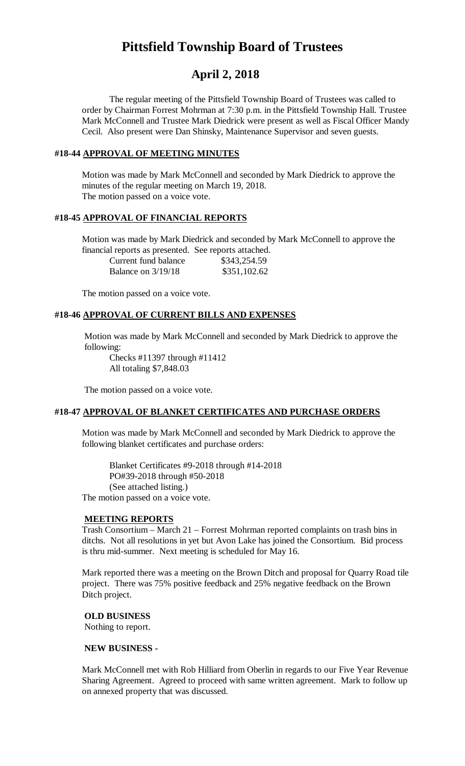# Pittsfield Township Board of Trustees

## April 2, 2018

The regular meeting of the Pittsfield Township Board of Trustees was called to order by Chairman Forrest Mohrman at 7:30 p.m. in the Pittsfield Township Hall. Trustee Mark McConnell and Trustee Mark Diedrick were present as well as Fiscal Officer Mandy Cecil. Also present were Dan Shinsky, Maintenance Supervisor and seven guests.

### #18-44 APPROVAL OF MEETING MINUTES

Motion was made by Mark McConnell and seconded by Mark Diedrick to approve the minutes of the regular meeting on March 19, 2018.
The motion passed on a voice vote.

### #18-45 APPROVAL OF FINANCIAL REPORTS

Motion was made by Mark Diedrick and seconded by Mark McConnell to approve the financial reports as presented. See reports attached.

| | |
|---|---|
| Current fund balance | \$343,254.59 |
| Balance on 3/19/18 | \$351,102.62 |

The motion passed on a voice vote.

### #18-46 APPROVAL OF CURRENT BILLS AND EXPENSES

Motion was made by Mark McConnell and seconded by Mark Diedrick to approve the following:

Checks #11397 through #11412
All totaling \$7,848.03

The motion passed on a voice vote.

### #18-47 APPROVAL OF BLANKET CERTIFICATES AND PURCHASE ORDERS

Motion was made by Mark McConnell and seconded by Mark Diedrick to approve the following blanket certificates and purchase orders:

Blanket Certificates #9-2018 through #14-2018
PO#39-2018 through #50-2018
(See attached listing.)

The motion passed on a voice vote.

### MEETING REPORTS

Trash Consortium – March 21 – Forrest Mohrman reported complaints on trash bins in ditchs. Not all resolutions in yet but Avon Lake has joined the Consortium. Bid process is thru mid-summer. Next meeting is scheduled for May 16.

Mark reported there was a meeting on the Brown Ditch and proposal for Quarry Road tile project. There was 75% positive feedback and 25% negative feedback on the Brown Ditch project.

### OLD BUSINESS

Nothing to report.

### NEW BUSINESS -

Mark McConnell met with Rob Hilliard from Oberlin in regards to our Five Year Revenue Sharing Agreement. Agreed to proceed with same written agreement. Mark to follow up on annexed property that was discussed.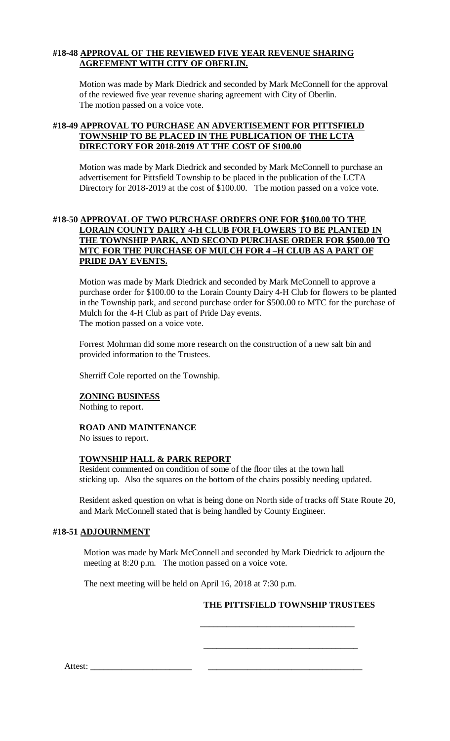**#18-48 APPROVAL OF THE REVIEWED FIVE YEAR REVENUE SHARING AGREEMENT WITH CITY OF OBERLIN.**

Motion was made by Mark Diedrick and seconded by Mark McConnell for the approval of the reviewed five year revenue sharing agreement with City of Oberlin. The motion passed on a voice vote.

**#18-49 APPROVAL TO PURCHASE AN ADVERTISEMENT FOR PITTSFIELD TOWNSHIP TO BE PLACED IN THE PUBLICATION OF THE LCTA DIRECTORY FOR 2018-2019 AT THE COST OF $100.00**

Motion was made by Mark Diedrick and seconded by Mark McConnell to purchase an advertisement for Pittsfield Township to be placed in the publication of the LCTA Directory for 2018-2019 at the cost of $100.00. The motion passed on a voice vote.

**#18-50 APPROVAL OF TWO PURCHASE ORDERS ONE FOR $100.00 TO THE LORAIN COUNTY DAIRY 4-H CLUB FOR FLOWERS TO BE PLANTED IN THE TOWNSHIP PARK, AND SECOND PURCHASE ORDER FOR $500.00 TO MTC FOR THE PURCHASE OF MULCH FOR 4 –H CLUB AS A PART OF PRIDE DAY EVENTS.**

Motion was made by Mark Diedrick and seconded by Mark McConnell to approve a purchase order for $100.00 to the Lorain County Dairy 4-H Club for flowers to be planted in the Township park, and second purchase order for $500.00 to MTC for the purchase of Mulch for the 4-H Club as part of Pride Day events. The motion passed on a voice vote.

Forrest Mohrman did some more research on the construction of a new salt bin and provided information to the Trustees.

Sherriff Cole reported on the Township.

**ZONING BUSINESS**

Nothing to report.

**ROAD AND MAINTENANCE**

No issues to report.

**TOWNSHIP HALL & PARK REPORT**

Resident commented on condition of some of the floor tiles at the town hall sticking up. Also the squares on the bottom of the chairs possibly needing updated.

Resident asked question on what is being done on North side of tracks off State Route 20, and Mark McConnell stated that is being handled by County Engineer.

**#18-51 ADJOURNMENT**

Motion was made by Mark McConnell and seconded by Mark Diedrick to adjourn the meeting at 8:20 p.m. The motion passed on a voice vote.

The next meeting will be held on April 16, 2018 at 7:30 p.m.

**THE PITTSFIELD TOWNSHIP TRUSTEES**

\_\_\_\_\_\_\_\_\_\_\_\_\_\_\_\_\_\_\_\_\_\_\_\_\_\_\_\_\_\_\_\_\_\_\_

\_\_\_\_\_\_\_\_\_\_\_\_\_\_\_\_\_\_\_\_\_\_\_\_\_\_\_\_\_\_\_\_\_\_\_

Attest: \_\_\_\_\_\_\_\_\_\_\_\_\_\_\_\_\_\_\_\_\_\_\_ \_\_\_\_\_\_\_\_\_\_\_\_\_\_\_\_\_\_\_\_\_\_\_\_\_\_\_\_\_\_\_\_\_\_\_